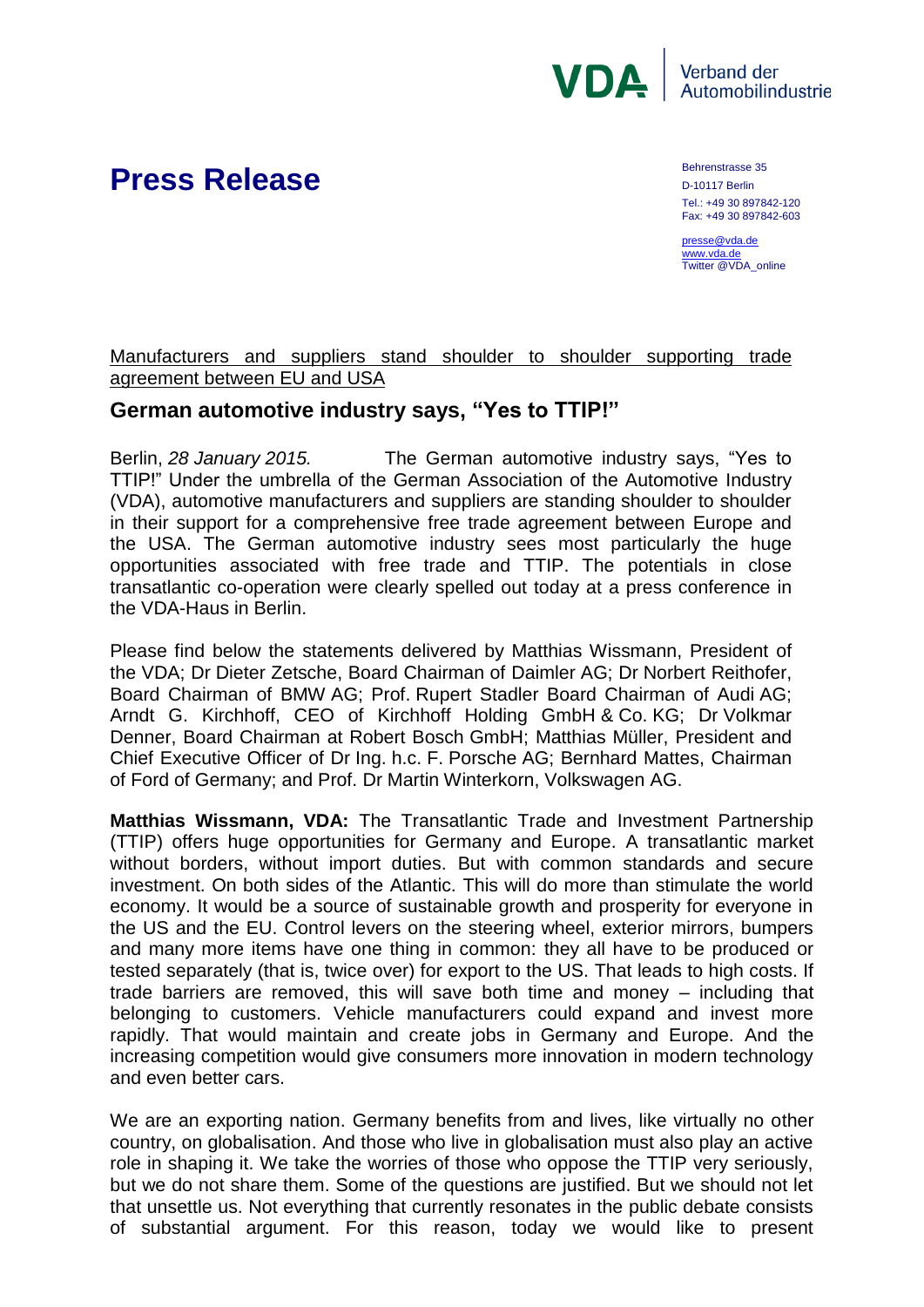VDA | Verband der Automobilindustrie

# Press Release

Behrenstrasse 35
D-10117 Berlin
Tel.: +49 30 897842-120
Fax: +49 30 897842-603

presse@vda.de
www.vda.de
Twitter @VDA_online

Manufacturers and suppliers stand shoulder to shoulder supporting trade agreement between EU and USA

## German automotive industry says, "Yes to TTIP!"

Berlin, *28 January 2015.* The German automotive industry says, "Yes to TTIP!" Under the umbrella of the German Association of the Automotive Industry (VDA), automotive manufacturers and suppliers are standing shoulder to shoulder in their support for a comprehensive free trade agreement between Europe and the USA. The German automotive industry sees most particularly the huge opportunities associated with free trade and TTIP. The potentials in close transatlantic co-operation were clearly spelled out today at a press conference in the VDA-Haus in Berlin.

Please find below the statements delivered by Matthias Wissmann, President of the VDA; Dr Dieter Zetsche, Board Chairman of Daimler AG; Dr Norbert Reithofer, Board Chairman of BMW AG; Prof. Rupert Stadler Board Chairman of Audi AG; Arndt G. Kirchhoff, CEO of Kirchhoff Holding GmbH & Co. KG; Dr Volkmar Denner, Board Chairman at Robert Bosch GmbH; Matthias Müller, President and Chief Executive Officer of Dr Ing. h.c. F. Porsche AG; Bernhard Mattes, Chairman of Ford of Germany; and Prof. Dr Martin Winterkorn, Volkswagen AG.

**Matthias Wissmann, VDA:** The Transatlantic Trade and Investment Partnership (TTIP) offers huge opportunities for Germany and Europe. A transatlantic market without borders, without import duties. But with common standards and secure investment. On both sides of the Atlantic. This will do more than stimulate the world economy. It would be a source of sustainable growth and prosperity for everyone in the US and the EU. Control levers on the steering wheel, exterior mirrors, bumpers and many more items have one thing in common: they all have to be produced or tested separately (that is, twice over) for export to the US. That leads to high costs. If trade barriers are removed, this will save both time and money – including that belonging to customers. Vehicle manufacturers could expand and invest more rapidly. That would maintain and create jobs in Germany and Europe. And the increasing competition would give consumers more innovation in modern technology and even better cars.

We are an exporting nation. Germany benefits from and lives, like virtually no other country, on globalisation. And those who live in globalisation must also play an active role in shaping it. We take the worries of those who oppose the TTIP very seriously, but we do not share them. Some of the questions are justified. But we should not let that unsettle us. Not everything that currently resonates in the public debate consists of substantial argument. For this reason, today we would like to present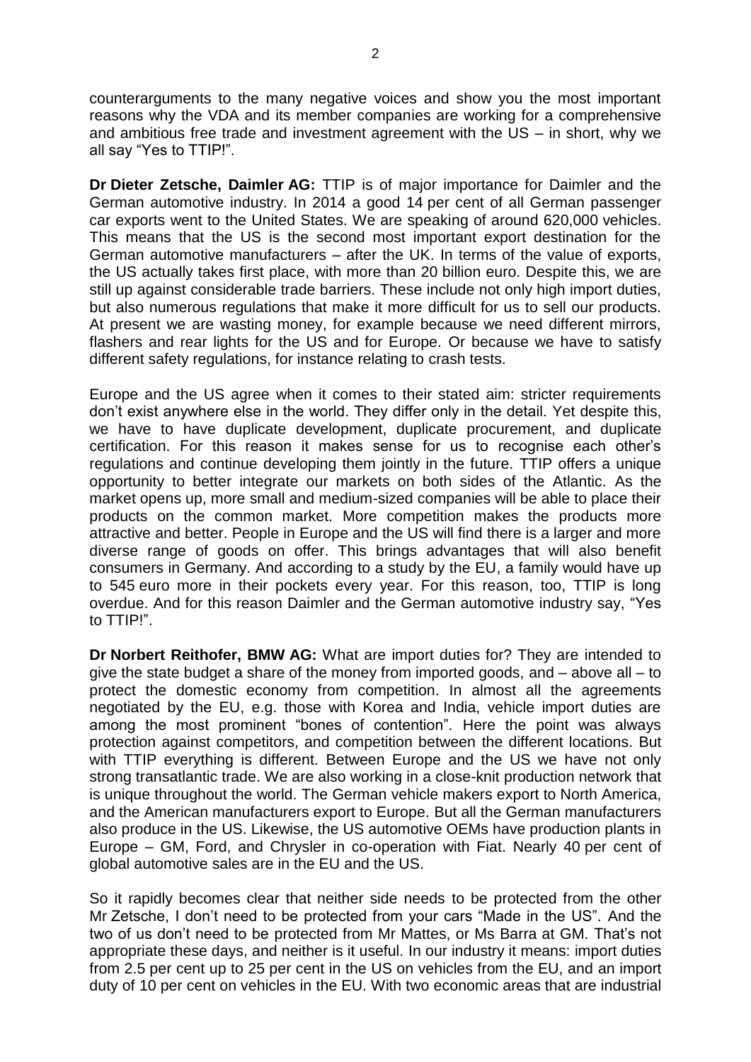counterarguments to the many negative voices and show you the most important reasons why the VDA and its member companies are working for a comprehensive and ambitious free trade and investment agreement with the US – in short, why we all say "Yes to TTIP!".

**Dr Dieter Zetsche, Daimler AG:** TTIP is of major importance for Daimler and the German automotive industry. In 2014 a good 14 per cent of all German passenger car exports went to the United States. We are speaking of around 620,000 vehicles. This means that the US is the second most important export destination for the German automotive manufacturers – after the UK. In terms of the value of exports, the US actually takes first place, with more than 20 billion euro. Despite this, we are still up against considerable trade barriers. These include not only high import duties, but also numerous regulations that make it more difficult for us to sell our products. At present we are wasting money, for example because we need different mirrors, flashers and rear lights for the US and for Europe. Or because we have to satisfy different safety regulations, for instance relating to crash tests.

Europe and the US agree when it comes to their stated aim: stricter requirements don't exist anywhere else in the world. They differ only in the detail. Yet despite this, we have to have duplicate development, duplicate procurement, and duplicate certification. For this reason it makes sense for us to recognise each other's regulations and continue developing them jointly in the future. TTIP offers a unique opportunity to better integrate our markets on both sides of the Atlantic. As the market opens up, more small and medium-sized companies will be able to place their products on the common market. More competition makes the products more attractive and better. People in Europe and the US will find there is a larger and more diverse range of goods on offer. This brings advantages that will also benefit consumers in Germany. And according to a study by the EU, a family would have up to 545 euro more in their pockets every year. For this reason, too, TTIP is long overdue. And for this reason Daimler and the German automotive industry say, "Yes to TTIP!".

**Dr Norbert Reithofer, BMW AG:** What are import duties for? They are intended to give the state budget a share of the money from imported goods, and – above all – to protect the domestic economy from competition. In almost all the agreements negotiated by the EU, e.g. those with Korea and India, vehicle import duties are among the most prominent "bones of contention". Here the point was always protection against competitors, and competition between the different locations. But with TTIP everything is different. Between Europe and the US we have not only strong transatlantic trade. We are also working in a close-knit production network that is unique throughout the world. The German vehicle makers export to North America, and the American manufacturers export to Europe. But all the German manufacturers also produce in the US. Likewise, the US automotive OEMs have production plants in Europe – GM, Ford, and Chrysler in co-operation with Fiat. Nearly 40 per cent of global automotive sales are in the EU and the US.

So it rapidly becomes clear that neither side needs to be protected from the other Mr Zetsche, I don't need to be protected from your cars "Made in the US". And the two of us don't need to be protected from Mr Mattes, or Ms Barra at GM. That's not appropriate these days, and neither is it useful. In our industry it means: import duties from 2.5 per cent up to 25 per cent in the US on vehicles from the EU, and an import duty of 10 per cent on vehicles in the EU. With two economic areas that are industrial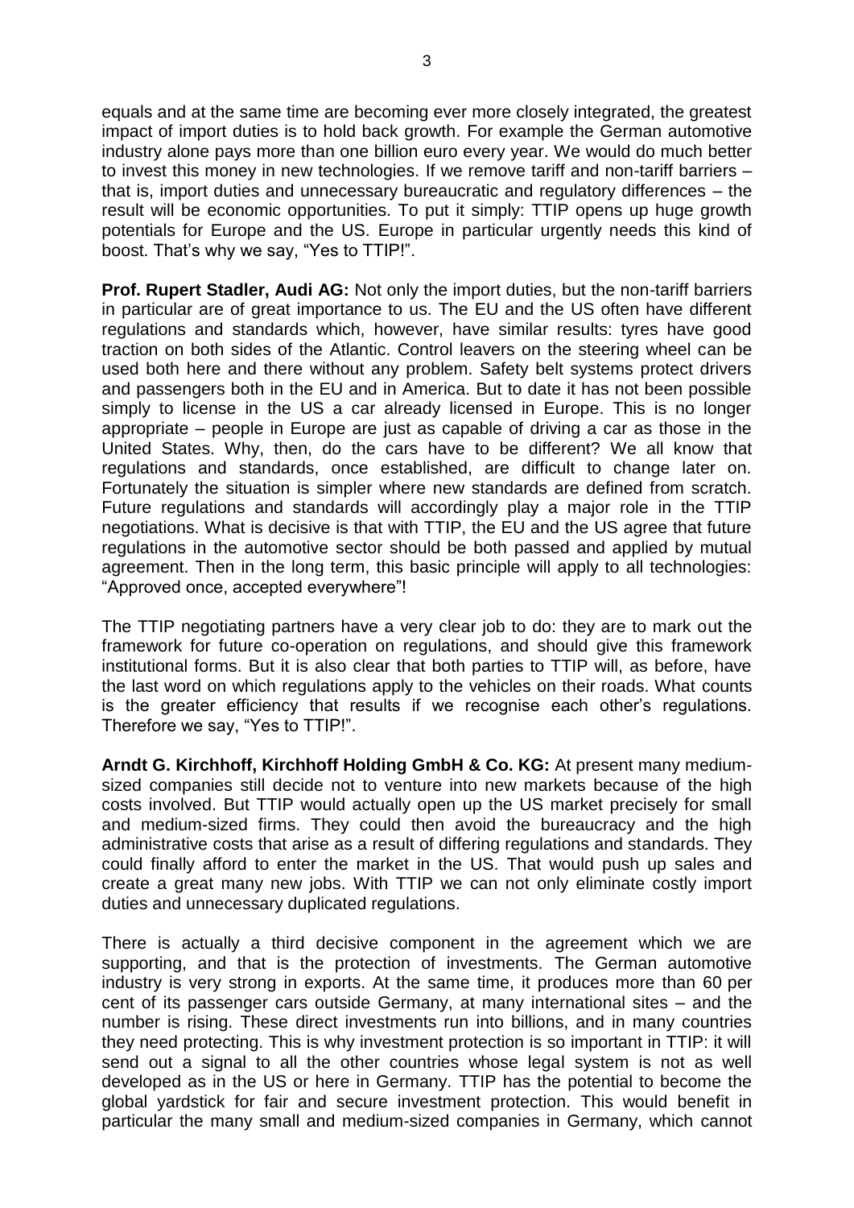equals and at the same time are becoming ever more closely integrated, the greatest impact of import duties is to hold back growth. For example the German automotive industry alone pays more than one billion euro every year. We would do much better to invest this money in new technologies. If we remove tariff and non-tariff barriers – that is, import duties and unnecessary bureaucratic and regulatory differences – the result will be economic opportunities. To put it simply: TTIP opens up huge growth potentials for Europe and the US. Europe in particular urgently needs this kind of boost. That's why we say, "Yes to TTIP!".

**Prof. Rupert Stadler, Audi AG:** Not only the import duties, but the non-tariff barriers in particular are of great importance to us. The EU and the US often have different regulations and standards which, however, have similar results: tyres have good traction on both sides of the Atlantic. Control leavers on the steering wheel can be used both here and there without any problem. Safety belt systems protect drivers and passengers both in the EU and in America. But to date it has not been possible simply to license in the US a car already licensed in Europe. This is no longer appropriate – people in Europe are just as capable of driving a car as those in the United States. Why, then, do the cars have to be different? We all know that regulations and standards, once established, are difficult to change later on. Fortunately the situation is simpler where new standards are defined from scratch. Future regulations and standards will accordingly play a major role in the TTIP negotiations. What is decisive is that with TTIP, the EU and the US agree that future regulations in the automotive sector should be both passed and applied by mutual agreement. Then in the long term, this basic principle will apply to all technologies: "Approved once, accepted everywhere"!

The TTIP negotiating partners have a very clear job to do: they are to mark out the framework for future co-operation on regulations, and should give this framework institutional forms. But it is also clear that both parties to TTIP will, as before, have the last word on which regulations apply to the vehicles on their roads. What counts is the greater efficiency that results if we recognise each other's regulations. Therefore we say, "Yes to TTIP!".

**Arndt G. Kirchhoff, Kirchhoff Holding GmbH & Co. KG:** At present many medium-sized companies still decide not to venture into new markets because of the high costs involved. But TTIP would actually open up the US market precisely for small and medium-sized firms. They could then avoid the bureaucracy and the high administrative costs that arise as a result of differing regulations and standards. They could finally afford to enter the market in the US. That would push up sales and create a great many new jobs. With TTIP we can not only eliminate costly import duties and unnecessary duplicated regulations.

There is actually a third decisive component in the agreement which we are supporting, and that is the protection of investments. The German automotive industry is very strong in exports. At the same time, it produces more than 60 per cent of its passenger cars outside Germany, at many international sites – and the number is rising. These direct investments run into billions, and in many countries they need protecting. This is why investment protection is so important in TTIP: it will send out a signal to all the other countries whose legal system is not as well developed as in the US or here in Germany. TTIP has the potential to become the global yardstick for fair and secure investment protection. This would benefit in particular the many small and medium-sized companies in Germany, which cannot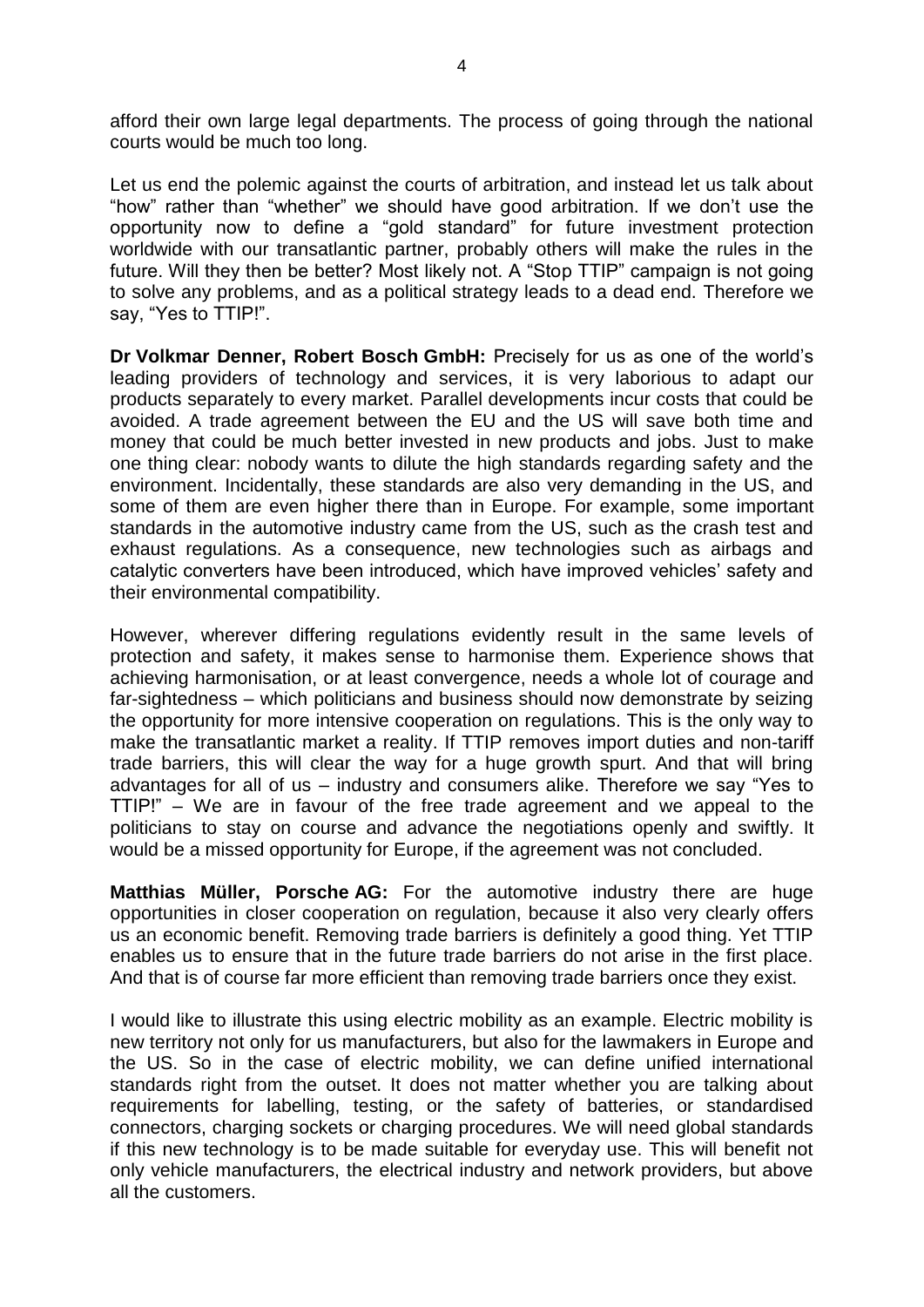afford their own large legal departments. The process of going through the national courts would be much too long.

Let us end the polemic against the courts of arbitration, and instead let us talk about "how" rather than "whether" we should have good arbitration. If we don't use the opportunity now to define a "gold standard" for future investment protection worldwide with our transatlantic partner, probably others will make the rules in the future. Will they then be better? Most likely not. A "Stop TTIP" campaign is not going to solve any problems, and as a political strategy leads to a dead end. Therefore we say, "Yes to TTIP!".

**Dr Volkmar Denner, Robert Bosch GmbH:** Precisely for us as one of the world's leading providers of technology and services, it is very laborious to adapt our products separately to every market. Parallel developments incur costs that could be avoided. A trade agreement between the EU and the US will save both time and money that could be much better invested in new products and jobs. Just to make one thing clear: nobody wants to dilute the high standards regarding safety and the environment. Incidentally, these standards are also very demanding in the US, and some of them are even higher there than in Europe. For example, some important standards in the automotive industry came from the US, such as the crash test and exhaust regulations. As a consequence, new technologies such as airbags and catalytic converters have been introduced, which have improved vehicles' safety and their environmental compatibility.

However, wherever differing regulations evidently result in the same levels of protection and safety, it makes sense to harmonise them. Experience shows that achieving harmonisation, or at least convergence, needs a whole lot of courage and far-sightedness – which politicians and business should now demonstrate by seizing the opportunity for more intensive cooperation on regulations. This is the only way to make the transatlantic market a reality. If TTIP removes import duties and non-tariff trade barriers, this will clear the way for a huge growth spurt. And that will bring advantages for all of us – industry and consumers alike. Therefore we say "Yes to TTIP!" – We are in favour of the free trade agreement and we appeal to the politicians to stay on course and advance the negotiations openly and swiftly. It would be a missed opportunity for Europe, if the agreement was not concluded.

**Matthias Müller, Porsche AG:** For the automotive industry there are huge opportunities in closer cooperation on regulation, because it also very clearly offers us an economic benefit. Removing trade barriers is definitely a good thing. Yet TTIP enables us to ensure that in the future trade barriers do not arise in the first place. And that is of course far more efficient than removing trade barriers once they exist.

I would like to illustrate this using electric mobility as an example. Electric mobility is new territory not only for us manufacturers, but also for the lawmakers in Europe and the US. So in the case of electric mobility, we can define unified international standards right from the outset. It does not matter whether you are talking about requirements for labelling, testing, or the safety of batteries, or standardised connectors, charging sockets or charging procedures. We will need global standards if this new technology is to be made suitable for everyday use. This will benefit not only vehicle manufacturers, the electrical industry and network providers, but above all the customers.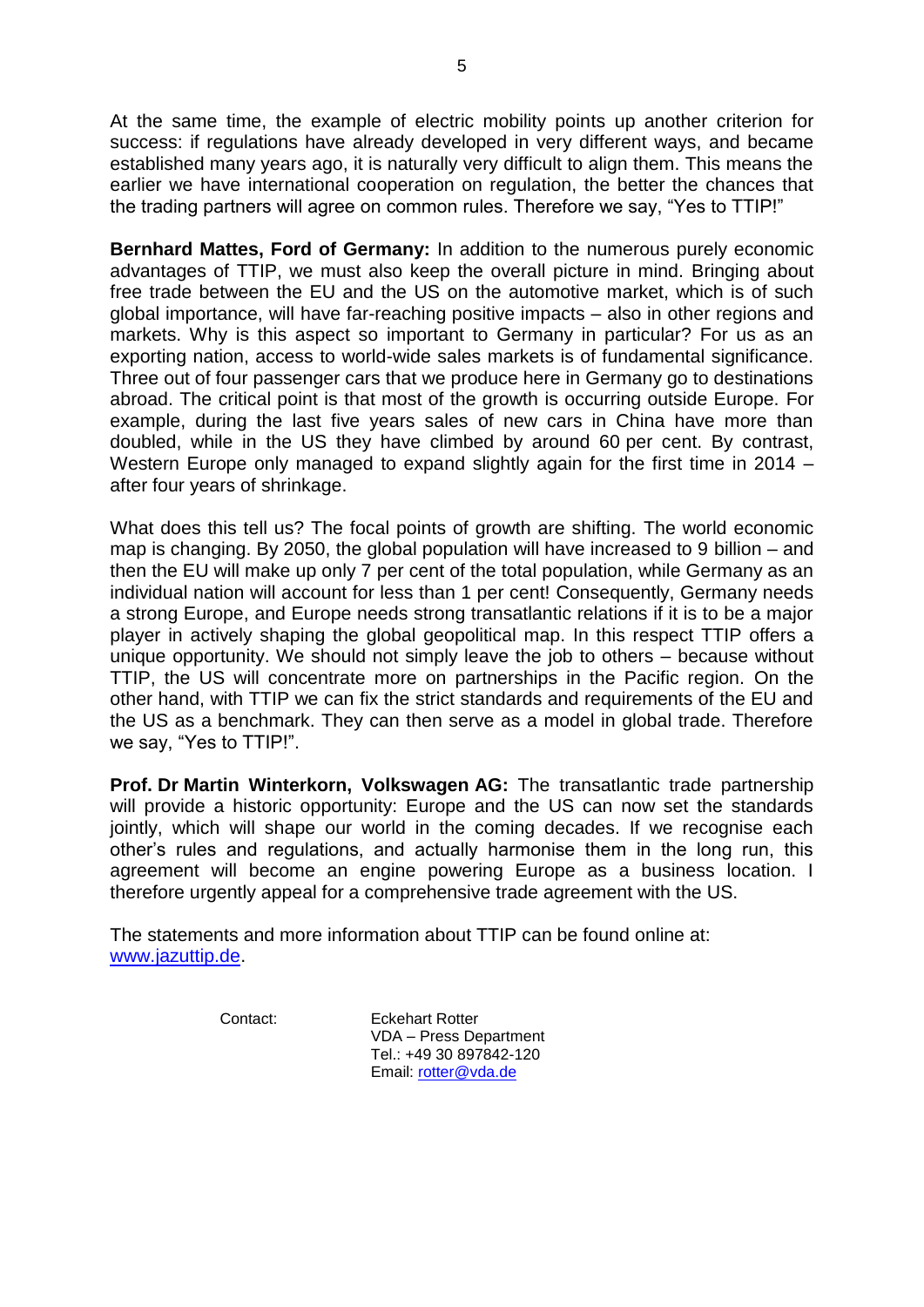At the same time, the example of electric mobility points up another criterion for success: if regulations have already developed in very different ways, and became established many years ago, it is naturally very difficult to align them. This means the earlier we have international cooperation on regulation, the better the chances that the trading partners will agree on common rules. Therefore we say, "Yes to TTIP!"

**Bernhard Mattes, Ford of Germany:** In addition to the numerous purely economic advantages of TTIP, we must also keep the overall picture in mind. Bringing about free trade between the EU and the US on the automotive market, which is of such global importance, will have far-reaching positive impacts – also in other regions and markets. Why is this aspect so important to Germany in particular? For us as an exporting nation, access to world-wide sales markets is of fundamental significance. Three out of four passenger cars that we produce here in Germany go to destinations abroad. The critical point is that most of the growth is occurring outside Europe. For example, during the last five years sales of new cars in China have more than doubled, while in the US they have climbed by around 60 per cent. By contrast, Western Europe only managed to expand slightly again for the first time in 2014 – after four years of shrinkage.

What does this tell us? The focal points of growth are shifting. The world economic map is changing. By 2050, the global population will have increased to 9 billion – and then the EU will make up only 7 per cent of the total population, while Germany as an individual nation will account for less than 1 per cent! Consequently, Germany needs a strong Europe, and Europe needs strong transatlantic relations if it is to be a major player in actively shaping the global geopolitical map. In this respect TTIP offers a unique opportunity. We should not simply leave the job to others – because without TTIP, the US will concentrate more on partnerships in the Pacific region. On the other hand, with TTIP we can fix the strict standards and requirements of the EU and the US as a benchmark. They can then serve as a model in global trade. Therefore we say, "Yes to TTIP!".

**Prof. Dr Martin Winterkorn, Volkswagen AG:** The transatlantic trade partnership will provide a historic opportunity: Europe and the US can now set the standards jointly, which will shape our world in the coming decades. If we recognise each other's rules and regulations, and actually harmonise them in the long run, this agreement will become an engine powering Europe as a business location. I therefore urgently appeal for a comprehensive trade agreement with the US.

The statements and more information about TTIP can be found online at: [www.jazuttip.de](http://www.jazuttip.de).

Contact:

Eckehart Rotter
VDA – Press Department
Tel.: +49 30 897842-120
Email: [rotter@vda.de](mailto:rotter@vda.de)